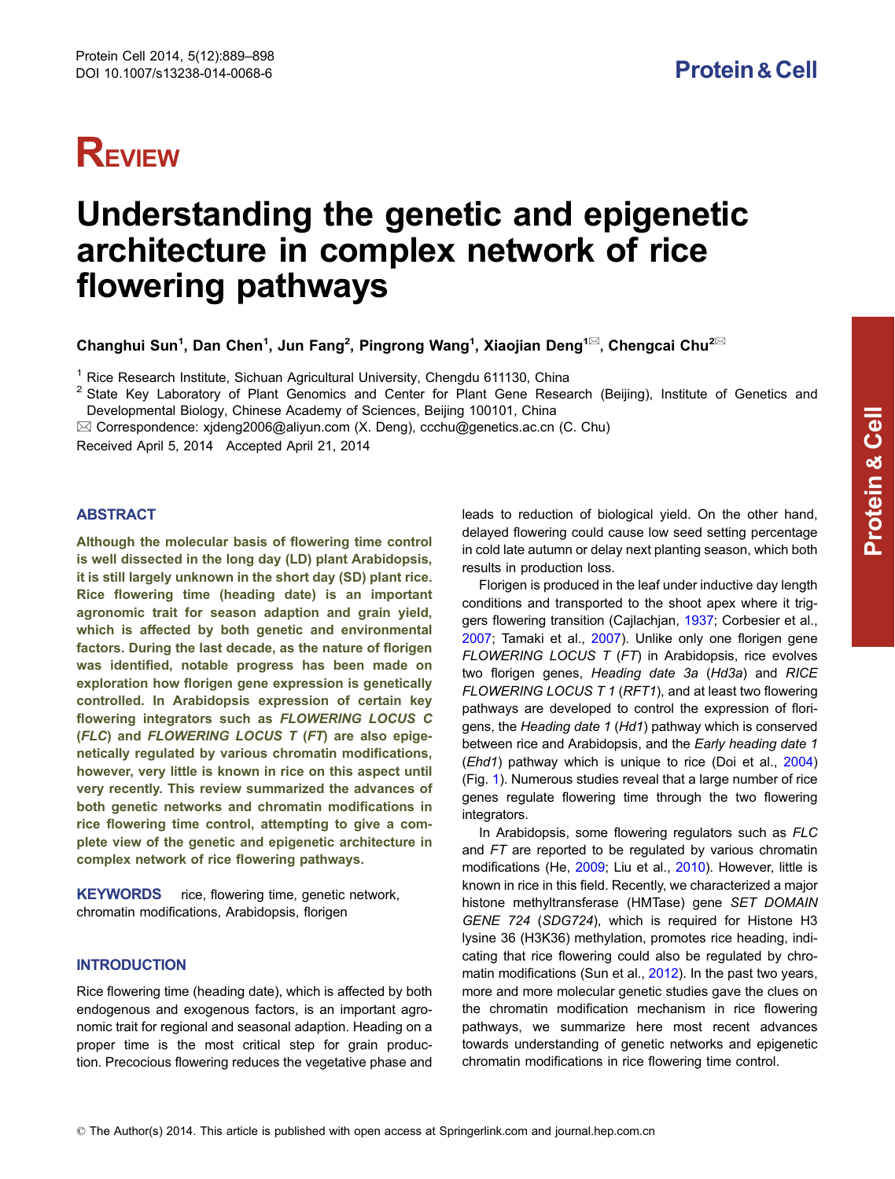REVIEW

# Understanding the genetic and epigenetic architecture in complex network of rice flowering pathways

**Changhui Sun[1], Dan Chen[1], Jun Fang[2], Pingrong Wang[1], Xiaojian Deng[1]✉, Chengcai Chu[2]✉**

[1] Rice Research Institute, Sichuan Agricultural University, Chengdu 611130, China

[2] State Key Laboratory of Plant Genomics and Center for Plant Gene Research (Beijing), Institute of Genetics and Developmental Biology, Chinese Academy of Sciences, Beijing 100101, China

✉ Correspondence: xjdeng2006@aliyun.com (X. Deng), ccchu@genetics.ac.cn (C. Chu)

Received April 5, 2014 Accepted April 21, 2014

## ABSTRACT

**Although the molecular basis of flowering time control is well dissected in the long day (LD) plant Arabidopsis, it is still largely unknown in the short day (SD) plant rice. Rice flowering time (heading date) is an important agronomic trait for season adaption and grain yield, which is affected by both genetic and environmental factors. During the last decade, as the nature of florigen was identified, notable progress has been made on exploration how florigen gene expression is genetically controlled. In Arabidopsis expression of certain key flowering integrators such as *FLOWERING LOCUS C* (*FLC*) and *FLOWERING LOCUS T* (*FT*) are also epigenetically regulated by various chromatin modifications, however, very little is known in rice on this aspect until very recently. This review summarized the advances of both genetic networks and chromatin modifications in rice flowering time control, attempting to give a complete view of the genetic and epigenetic architecture in complex network of rice flowering pathways.**

**KEYWORDS** rice, flowering time, genetic network, chromatin modifications, Arabidopsis, florigen

## INTRODUCTION

Rice flowering time (heading date), which is affected by both endogenous and exogenous factors, is an important agronomic trait for regional and seasonal adaption. Heading on a proper time is the most critical step for grain production. Precocious flowering reduces the vegetative phase and leads to reduction of biological yield. On the other hand, delayed flowering could cause low seed setting percentage in cold late autumn or delay next planting season, which both results in production loss.

Florigen is produced in the leaf under inductive day length conditions and transported to the shoot apex where it triggers flowering transition (Cajlachjan, 1937; Corbesier et al., 2007; Tamaki et al., 2007). Unlike only one florigen gene *FLOWERING LOCUS T* (*FT*) in Arabidopsis, rice evolves two florigen genes, *Heading date 3a* (*Hd3a*) and *RICE FLOWERING LOCUS T 1* (*RFT1*), and at least two flowering pathways are developed to control the expression of florigens, the *Heading date 1* (*Hd1*) pathway which is conserved between rice and Arabidopsis, and the *Early heading date 1* (*Ehd1*) pathway which is unique to rice (Doi et al., 2004) (Fig. 1). Numerous studies reveal that a large number of rice genes regulate flowering time through the two flowering integrators.

In Arabidopsis, some flowering regulators such as *FLC* and *FT* are reported to be regulated by various chromatin modifications (He, 2009; Liu et al., 2010). However, little is known in rice in this field. Recently, we characterized a major histone methyltransferase (HMTase) gene *SET DOMAIN GENE 724* (*SDG724*), which is required for Histone H3 lysine 36 (H3K36) methylation, promotes rice heading, indicating that rice flowering could also be regulated by chromatin modifications (Sun et al., 2012). In the past two years, more and more molecular genetic studies gave the clues on the chromatin modification mechanism in rice flowering pathways, we summarize here most recent advances towards understanding of genetic networks and epigenetic chromatin modifications in rice flowering time control.

© The Author(s) 2014. This article is published with open access at Springerlink.com and journal.hep.com.cn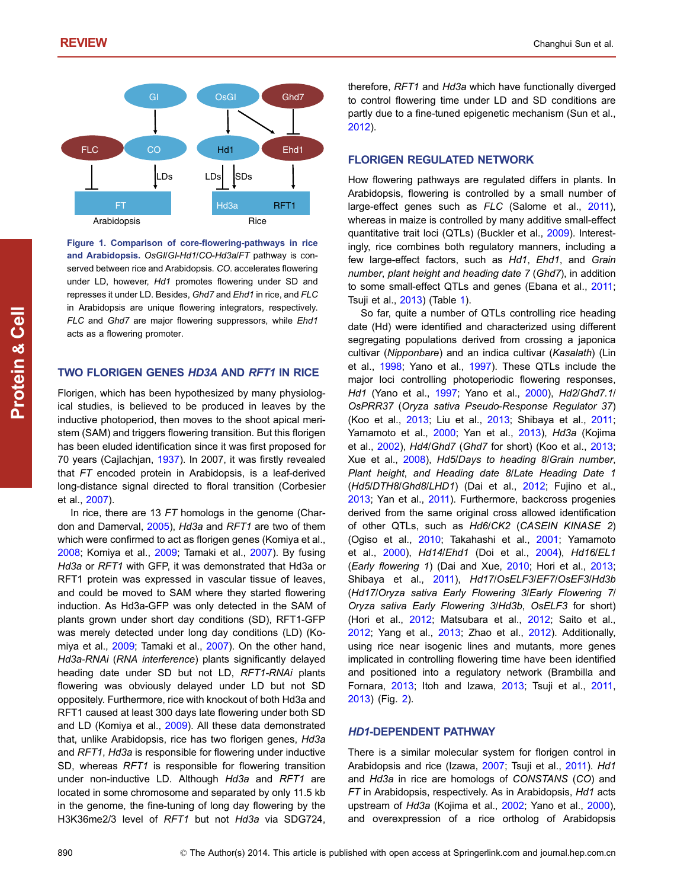GI OsGI Ghd7

FLC CO Hd1 Ehd1

LDs LDs SDs

FT Hd3a RFT1

Arabidopsis Rice

**Figure 1. Comparison of core-flowering-pathways in rice and Arabidopsis.** *OsGI/GI-Hd1/CO-Hd3a/FT* pathway is conserved between rice and Arabidopsis. *CO.* accelerates flowering under LD, however, *Hd1* promotes flowering under SD and represses it under LD. Besides, *Ghd7* and *Ehd1* in rice, and *FLC* in Arabidopsis are unique flowering integrators, respectively. *FLC* and *Ghd7* are major flowering suppressors, while *Ehd1* acts as a flowering promoter.

## TWO FLORIGEN GENES *HD3A* AND *RFT1* IN RICE

Florigen, which has been hypothesized by many physiological studies, is believed to be produced in leaves by the inductive photoperiod, then moves to the shoot apical meristem (SAM) and triggers flowering transition. But this florigen has been eluded identification since it was first proposed for 70 years (Cajlachjan, 1937). In 2007, it was firstly revealed that *FT* encoded protein in Arabidopsis, is a leaf-derived long-distance signal directed to floral transition (Corbesier et al., 2007).

In rice, there are 13 *FT* homologs in the genome (Chardon and Damerval, 2005), *Hd3a* and *RFT1* are two of them which were confirmed to act as florigen genes (Komiya et al., 2008; Komiya et al., 2009; Tamaki et al., 2007). By fusing *Hd3a* or *RFT1* with GFP, it was demonstrated that Hd3a or RFT1 protein was expressed in vascular tissue of leaves, and could be moved to SAM where they started flowering induction. As Hd3a-GFP was only detected in the SAM of plants grown under short day conditions (SD), RFT1-GFP was merely detected under long day conditions (LD) (Komiya et al., 2009; Tamaki et al., 2007). On the other hand, *Hd3a-RNAi* (*RNA interference*) plants significantly delayed heading date under SD but not LD, *RFT1-RNAi* plants flowering was obviously delayed under LD but not SD oppositely. Furthermore, rice with knockout of both Hd3a and RFT1 caused at least 300 days late flowering under both SD and LD (Komiya et al., 2009). All these data demonstrated that, unlike Arabidopsis, rice has two florigen genes, *Hd3a* and *RFT1*, *Hd3a* is responsible for flowering under inductive SD, whereas *RFT1* is responsible for flowering transition under non-inductive LD. Although *Hd3a* and *RFT1* are located in some chromosome and separated by only 11.5 kb in the genome, the fine-tuning of long day flowering by the H3K36me2/3 level of *RFT1* but not *Hd3a* via SDG724, therefore, *RFT1* and *Hd3a* which have functionally diverged to control flowering time under LD and SD conditions are partly due to a fine-tuned epigenetic mechanism (Sun et al., 2012).

## FLORIGEN REGULATED NETWORK

How flowering pathways are regulated differs in plants. In Arabidopsis, flowering is controlled by a small number of large-effect genes such as *FLC* (Salome et al., 2011), whereas in maize is controlled by many additive small-effect quantitative trait loci (QTLs) (Buckler et al., 2009). Interestingly, rice combines both regulatory manners, including a few large-effect factors, such as *Hd1*, *Ehd1*, and *Grain number, plant height and heading date 7* (*Ghd7*), in addition to some small-effect QTLs and genes (Ebana et al., 2011; Tsuji et al., 2013) (Table 1).

So far, quite a number of QTLs controlling rice heading date (Hd) were identified and characterized using different segregating populations derived from crossing a japonica cultivar (*Nipponbare*) and an indica cultivar (*Kasalath*) (Lin et al., 1998; Yano et al., 1997). These QTLs include the major loci controlling photoperiodic flowering responses, *Hd1* (Yano et al., 1997; Yano et al., 2000), *Hd2/Ghd7.1/OsPRR37* (*Oryza sativa Pseudo-Response Regulator 37*) (Koo et al., 2013; Liu et al., 2013; Shibaya et al., 2011; Yamamoto et al., 2000; Yan et al., 2013), *Hd3a* (Kojima et al., 2002), *Hd4/Ghd7* (*Ghd7* for short) (Koo et al., 2013; Xue et al., 2008), *Hd5/Days to heading 8/Grain number, Plant height, and Heading date 8/Late Heading Date 1* (*Hd5/DTH8/Ghd8/LHD1*) (Dai et al., 2012; Fujino et al., 2013; Yan et al., 2011). Furthermore, backcross progenies derived from the same original cross allowed identification of other QTLs, such as *Hd6/CK2* (*CASEIN KINASE 2*) (Ogiso et al., 2010; Takahashi et al., 2001; Yamamoto et al., 2000), *Hd14/Ehd1* (Doi et al., 2004), *Hd16/EL1* (*Early flowering 1*) (Dai and Xue, 2010; Hori et al., 2013; Shibaya et al., 2011), *Hd17/OsELF3/EF7/OsEF3/Hd3b* (*Hd17/Oryza sativa Early Flowering 3/Early Flowering 7/Oryza sativa Early Flowering 3/Hd3b*, *OsELF3* for short) (Hori et al., 2012; Matsubara et al., 2012; Saito et al., 2012; Yang et al., 2013; Zhao et al., 2012). Additionally, using rice near isogenic lines and mutants, more genes implicated in controlling flowering time have been identified and positioned into a regulatory network (Brambilla and Fornara, 2013; Itoh and Izawa, 2013; Tsuji et al., 2011, 2013) (Fig. 2).

## *HD1*-DEPENDENT PATHWAY

There is a similar molecular system for florigen control in Arabidopsis and rice (Izawa, 2007; Tsuji et al., 2011). *Hd1* and *Hd3a* in rice are homologs of *CONSTANS* (*CO*) and *FT* in Arabidopsis, respectively. As in Arabidopsis, *Hd1* acts upstream of *Hd3a* (Kojima et al., 2002; Yano et al., 2000), and overexpression of a rice ortholog of Arabidopsis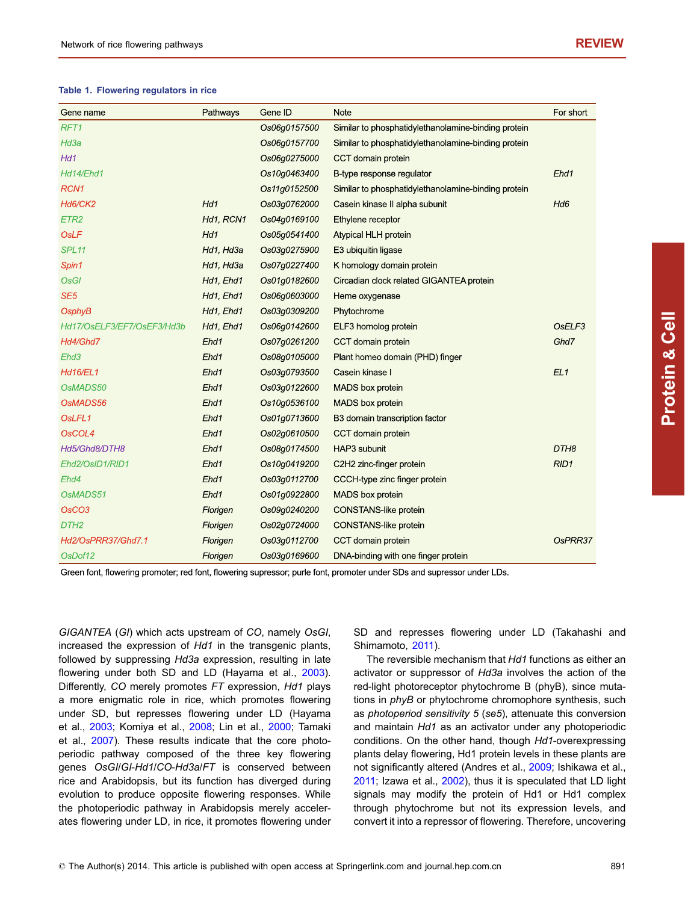**Table 1. Flowering regulators in rice**

| Gene name | Pathways | Gene ID | Note | For short |
|---|---|---|---|---|
| *RFT1* | | *Os06g0157500* | Similar to phosphatidylethanolamine-binding protein | |
| *Hd3a* | | *Os06g0157700* | Similar to phosphatidylethanolamine-binding protein | |
| *Hd1* | | *Os06g0275000* | CCT domain protein | |
| *Hd14/Ehd1* | | *Os10g0463400* | B-type response regulator | *Ehd1* |
| *RCN1* | | *Os11g0152500* | Similar to phosphatidylethanolamine-binding protein | |
| *Hd6/CK2* | *Hd1* | *Os03g0762000* | Casein kinase II alpha subunit | *Hd6* |
| *ETR2* | *Hd1, RCN1* | *Os04g0169100* | Ethylene receptor | |
| *OsLF* | *Hd1* | *Os05g0541400* | Atypical HLH protein | |
| *SPL11* | *Hd1, Hd3a* | *Os03g0275900* | E3 ubiquitin ligase | |
| *Spin1* | *Hd1, Hd3a* | *Os07g0227400* | K homology domain protein | |
| *OsGI* | *Hd1, Ehd1* | *Os01g0182600* | Circadian clock related GIGANTEA protein | |
| *SE5* | *Hd1, Ehd1* | *Os06g0603000* | Heme oxygenase | |
| *OsphyB* | *Hd1, Ehd1* | *Os03g0309200* | Phytochrome | |
| *Hd17/OsELF3/EF7/OsEF3/Hd3b* | *Hd1, Ehd1* | *Os06g0142600* | ELF3 homolog protein | *OsELF3* |
| *Hd4/Ghd7* | *Ehd1* | *Os07g0261200* | CCT domain protein | *Ghd7* |
| *Ehd3* | *Ehd1* | *Os08g0105000* | Plant homeo domain (PHD) finger | |
| *Hd16/EL1* | *Ehd1* | *Os03g0793500* | Casein kinase I | *EL1* |
| *OsMADS50* | *Ehd1* | *Os03g0122600* | MADS box protein | |
| *OsMADS56* | *Ehd1* | *Os10g0536100* | MADS box protein | |
| *OsLFL1* | *Ehd1* | *Os01g0713600* | B3 domain transcription factor | |
| *OsCOL4* | *Ehd1* | *Os02g0610500* | CCT domain protein | |
| *Hd5/Ghd8/DTH8* | *Ehd1* | *Os08g0174500* | HAP3 subunit | *DTH8* |
| *Ehd2/OsID1/RID1* | *Ehd1* | *Os10g0419200* | C2H2 zinc-finger protein | *RID1* |
| *Ehd4* | *Ehd1* | *Os03g0112700* | CCCH-type zinc finger protein | |
| *OsMADS51* | *Ehd1* | *Os01g0922800* | MADS box protein | |
| *OsCO3* | *Florigen* | *Os09g0240200* | CONSTANS-like protein | |
| *DTH2* | *Florigen* | *Os02g0724000* | CONSTANS-like protein | |
| *Hd2/OsPRR37/Ghd7.1* | *Florigen* | *Os03g0112700* | CCT domain protein | *OsPRR37* |
| *OsDof12* | *Florigen* | *Os03g0169600* | DNA-binding with one finger protein | |

Green font, flowering promoter; red font, flowering supressor; purle font, promoter under SDs and supressor under LDs.

*GIGANTEA* (*GI*) which acts upstream of *CO*, namely *OsGI*, increased the expression of *Hd1* in the transgenic plants, followed by suppressing *Hd3a* expression, resulting in late flowering under both SD and LD (Hayama et al., 2003). Differently, *CO* merely promotes *FT* expression, *Hd1* plays a more enigmatic role in rice, which promotes flowering under SD, but represses flowering under LD (Hayama et al., 2003; Komiya et al., 2008; Lin et al., 2000; Tamaki et al., 2007). These results indicate that the core photoperiodic pathway composed of the three key flowering genes *OsGI*/*GI*-*Hd1*/*CO*-*Hd3a*/*FT* is conserved between rice and Arabidopsis, but its function has diverged during evolution to produce opposite flowering responses. While the photoperiodic pathway in Arabidopsis merely accelerates flowering under LD, in rice, it promotes flowering under SD and represses flowering under LD (Takahashi and Shimamoto, 2011).

The reversible mechanism that *Hd1* functions as either an activator or suppressor of *Hd3a* involves the action of the red-light photoreceptor phytochrome B (phyB), since mutations in *phyB* or phytochrome chromophore synthesis, such as *photoperiod sensitivity 5* (*se5*), attenuate this conversion and maintain *Hd1* as an activator under any photoperiodic conditions. On the other hand, though *Hd1*-overexpressing plants delay flowering, Hd1 protein levels in these plants are not significantly altered (Andres et al., 2009; Ishikawa et al., 2011; Izawa et al., 2002), thus it is speculated that LD light signals may modify the protein of Hd1 or Hd1 complex through phytochrome but not its expression levels, and convert it into a repressor of flowering. Therefore, uncovering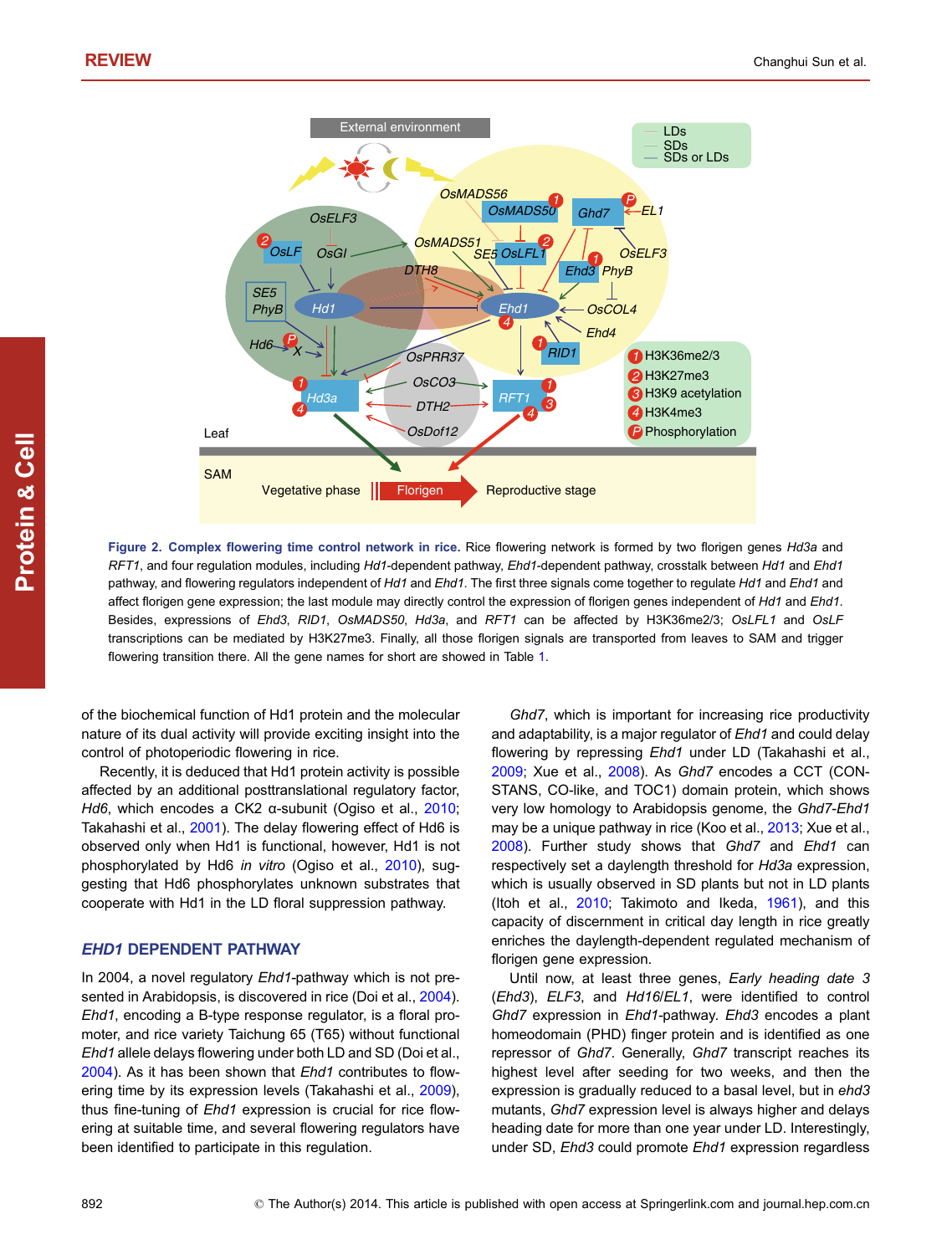**Figure 2. Complex flowering time control network in rice.** Rice flowering network is formed by two florigen genes *Hd3a* and *RFT1*, and four regulation modules, including *Hd1*-dependent pathway, *Ehd1*-dependent pathway, crosstalk between *Hd1* and *Ehd1* pathway, and flowering regulators independent of *Hd1* and *Ehd1*. The first three signals come together to regulate *Hd1* and *Ehd1* and affect florigen gene expression; the last module may directly control the expression of florigen genes independent of *Hd1* and *Ehd1*. Besides, expressions of *Ehd3*, *RID1*, *OsMADS50*, *Hd3a*, and *RFT1* can be affected by H3K36me2/3; *OsLFL1* and *OsLF* transcriptions can be mediated by H3K27me3. Finally, all those florigen signals are transported from leaves to SAM and trigger flowering transition there. All the gene names for short are showed in Table 1.

of the biochemical function of Hd1 protein and the molecular nature of its dual activity will provide exciting insight into the control of photoperiodic flowering in rice.

Recently, it is deduced that Hd1 protein activity is possible affected by an additional posttranslational regulatory factor, *Hd6*, which encodes a CK2 α-subunit (Ogiso et al., 2010; Takahashi et al., 2001). The delay flowering effect of Hd6 is observed only when Hd1 is functional, however, Hd1 is not phosphorylated by Hd6 *in vitro* (Ogiso et al., 2010), suggesting that Hd6 phosphorylates unknown substrates that cooperate with Hd1 in the LD floral suppression pathway.

## *EHD1* DEPENDENT PATHWAY

In 2004, a novel regulatory *Ehd1*-pathway which is not presented in Arabidopsis, is discovered in rice (Doi et al., 2004). *Ehd1*, encoding a B-type response regulator, is a floral promoter, and rice variety Taichung 65 (T65) without functional *Ehd1* allele delays flowering under both LD and SD (Doi et al., 2004). As it has been shown that *Ehd1* contributes to flowering time by its expression levels (Takahashi et al., 2009), thus fine-tuning of *Ehd1* expression is crucial for rice flowering at suitable time, and several flowering regulators have been identified to participate in this regulation.

*Ghd7*, which is important for increasing rice productivity and adaptability, is a major regulator of *Ehd1* and could delay flowering by repressing *Ehd1* under LD (Takahashi et al., 2009; Xue et al., 2008). As *Ghd7* encodes a CCT (CONSTANS, CO-like, and TOC1) domain protein, which shows very low homology to Arabidopsis genome, the *Ghd7*-*Ehd1* may be a unique pathway in rice (Koo et al., 2013; Xue et al., 2008). Further study shows that *Ghd7* and *Ehd1* can respectively set a daylength threshold for *Hd3a* expression, which is usually observed in SD plants but not in LD plants (Itoh et al., 2010; Takimoto and Ikeda, 1961), and this capacity of discernment in critical day length in rice greatly enriches the daylength-dependent regulated mechanism of florigen gene expression.

Until now, at least three genes, *Early heading date 3* (*Ehd3*), *ELF3*, and *Hd16*/*EL1*, were identified to control *Ghd7* expression in *Ehd1*-pathway. *Ehd3* encodes a plant homeodomain (PHD) finger protein and is identified as one repressor of *Ghd7*. Generally, *Ghd7* transcript reaches its highest level after seeding for two weeks, and then the expression is gradually reduced to a basal level, but in *ehd3* mutants, *Ghd7* expression level is always higher and delays heading date for more than one year under LD. Interestingly, under SD, *Ehd3* could promote *Ehd1* expression regardless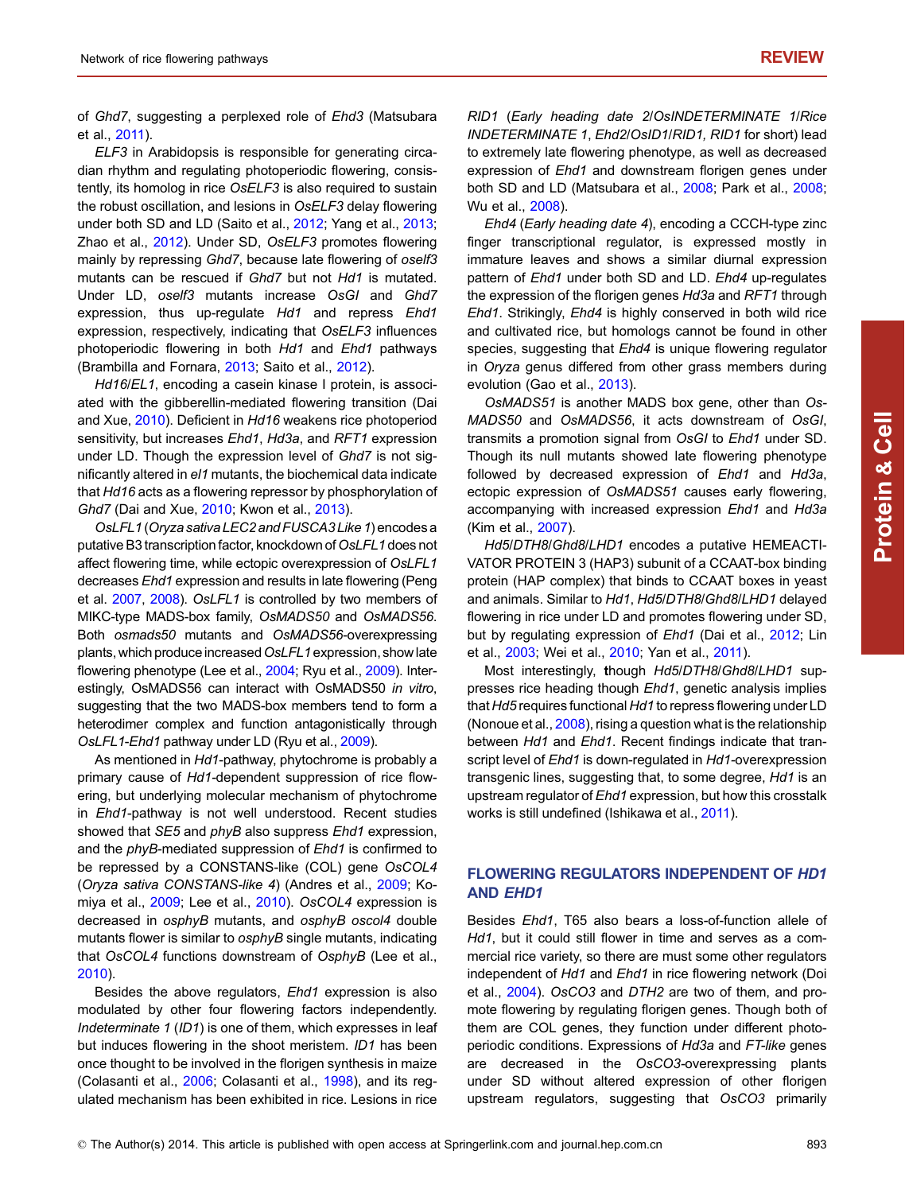of *Ghd7*, suggesting a perplexed role of *Ehd3* (Matsubara et al., 2011).

*ELF3* in Arabidopsis is responsible for generating circadian rhythm and regulating photoperiodic flowering, consistently, its homolog in rice *OsELF3* is also required to sustain the robust oscillation, and lesions in *OsELF3* delay flowering under both SD and LD (Saito et al., 2012; Yang et al., 2013; Zhao et al., 2012). Under SD, *OsELF3* promotes flowering mainly by repressing *Ghd7*, because late flowering of *oself3* mutants can be rescued if *Ghd7* but not *Hd1* is mutated. Under LD, *oself3* mutants increase *OsGI* and *Ghd7* expression, thus up-regulate *Hd1* and repress *Ehd1* expression, respectively, indicating that *OsELF3* influences photoperiodic flowering in both *Hd1* and *Ehd1* pathways (Brambilla and Fornara, 2013; Saito et al., 2012).

*Hd16*/*EL1*, encoding a casein kinase I protein, is associated with the gibberellin-mediated flowering transition (Dai and Xue, 2010). Deficient in *Hd16* weakens rice photoperiod sensitivity, but increases *Ehd1*, *Hd3a*, and *RFT1* expression under LD. Though the expression level of *Ghd7* is not significantly altered in *el1* mutants, the biochemical data indicate that *Hd16* acts as a flowering repressor by phosphorylation of *Ghd7* (Dai and Xue, 2010; Kwon et al., 2013).

*OsLFL1* (*Oryza sativa LEC2 and FUSCA3 Like 1*) encodes a putative B3 transcription factor, knockdown of *OsLFL1* does not affect flowering time, while ectopic overexpression of *OsLFL1* decreases *Ehd1* expression and results in late flowering (Peng et al. 2007, 2008). *OsLFL1* is controlled by two members of MIKC-type MADS-box family, *OsMADS50* and *OsMADS56*. Both *osmads50* mutants and *OsMADS56*-overexpressing plants, which produce increased *OsLFL1* expression, show late flowering phenotype (Lee et al., 2004; Ryu et al., 2009). Interestingly, OsMADS56 can interact with OsMADS50 *in vitro*, suggesting that the two MADS-box members tend to form a heterodimer complex and function antagonistically through *OsLFL1*-*Ehd1* pathway under LD (Ryu et al., 2009).

As mentioned in *Hd1*-pathway, phytochrome is probably a primary cause of *Hd1*-dependent suppression of rice flowering, but underlying molecular mechanism of phytochrome in *Ehd1*-pathway is not well understood. Recent studies showed that *SE5* and *phyB* also suppress *Ehd1* expression, and the *phyB*-mediated suppression of *Ehd1* is confirmed to be repressed by a CONSTANS-like (COL) gene *OsCOL4* (*Oryza sativa CONSTANS-like 4*) (Andres et al., 2009; Komiya et al., 2009; Lee et al., 2010). *OsCOL4* expression is decreased in *osphyB* mutants, and *osphyB oscol4* double mutants flower is similar to *osphyB* single mutants, indicating that *OsCOL4* functions downstream of *OsphyB* (Lee et al., 2010).

Besides the above regulators, *Ehd1* expression is also modulated by other four flowering factors independently. *Indeterminate 1* (*ID1*) is one of them, which expresses in leaf but induces flowering in the shoot meristem. *ID1* has been once thought to be involved in the florigen synthesis in maize (Colasanti et al., 2006; Colasanti et al., 1998), and its regulated mechanism has been exhibited in rice. Lesions in rice *RID1* (*Early heading date 2*/*OsINDETERMINATE 1*/*Rice INDETERMINATE 1*, *Ehd2*/*OsID1*/*RID1, RID1* for short) lead to extremely late flowering phenotype, as well as decreased expression of *Ehd1* and downstream florigen genes under both SD and LD (Matsubara et al., 2008; Park et al., 2008; Wu et al., 2008).

*Ehd4* (*Early heading date 4*), encoding a CCCH-type zinc finger transcriptional regulator, is expressed mostly in immature leaves and shows a similar diurnal expression pattern of *Ehd1* under both SD and LD. *Ehd4* up-regulates the expression of the florigen genes *Hd3a* and *RFT1* through *Ehd1*. Strikingly, *Ehd4* is highly conserved in both wild rice and cultivated rice, but homologs cannot be found in other species, suggesting that *Ehd4* is unique flowering regulator in *Oryza* genus differed from other grass members during evolution (Gao et al., 2013).

*OsMADS51* is another MADS box gene, other than *OsMADS50* and *OsMADS56*, it acts downstream of *OsGI*, transmits a promotion signal from *OsGI* to *Ehd1* under SD. Though its null mutants showed late flowering phenotype followed by decreased expression of *Ehd1* and *Hd3a*, ectopic expression of *OsMADS51* causes early flowering, accompanying with increased expression *Ehd1* and *Hd3a* (Kim et al., 2007).

*Hd5*/*DTH8*/*Ghd8*/*LHD1* encodes a putative HEMEACTIVATOR PROTEIN 3 (HAP3) subunit of a CCAAT-box binding protein (HAP complex) that binds to CCAAT boxes in yeast and animals. Similar to *Hd1*, *Hd5*/*DTH8*/*Ghd8*/*LHD1* delayed flowering in rice under LD and promotes flowering under SD, but by regulating expression of *Ehd1* (Dai et al., 2012; Lin et al., 2003; Wei et al., 2010; Yan et al., 2011).

Most interestingly, though *Hd5*/*DTH8*/*Ghd8*/*LHD1* suppresses rice heading though *Ehd1*, genetic analysis implies that *Hd5* requires functional *Hd1* to repress flowering under LD (Nonoue et al., 2008), rising a question what is the relationship between *Hd1* and *Ehd1*. Recent findings indicate that transcript level of *Ehd1* is down-regulated in *Hd1*-overexpression transgenic lines, suggesting that, to some degree, *Hd1* is an upstream regulator of *Ehd1* expression, but how this crosstalk works is still undefined (Ishikawa et al., 2011).

## FLOWERING REGULATORS INDEPENDENT OF *HD1* AND *EHD1*

Besides *Ehd1*, T65 also bears a loss-of-function allele of *Hd1*, but it could still flower in time and serves as a commercial rice variety, so there are must some other regulators independent of *Hd1* and *Ehd1* in rice flowering network (Doi et al., 2004). *OsCO3* and *DTH2* are two of them, and promote flowering by regulating florigen genes. Though both of them are COL genes, they function under different photoperiodic conditions. Expressions of *Hd3a* and *FT-like* genes are decreased in the *OsCO3*-overexpressing plants under SD without altered expression of other florigen upstream regulators, suggesting that *OsCO3* primarily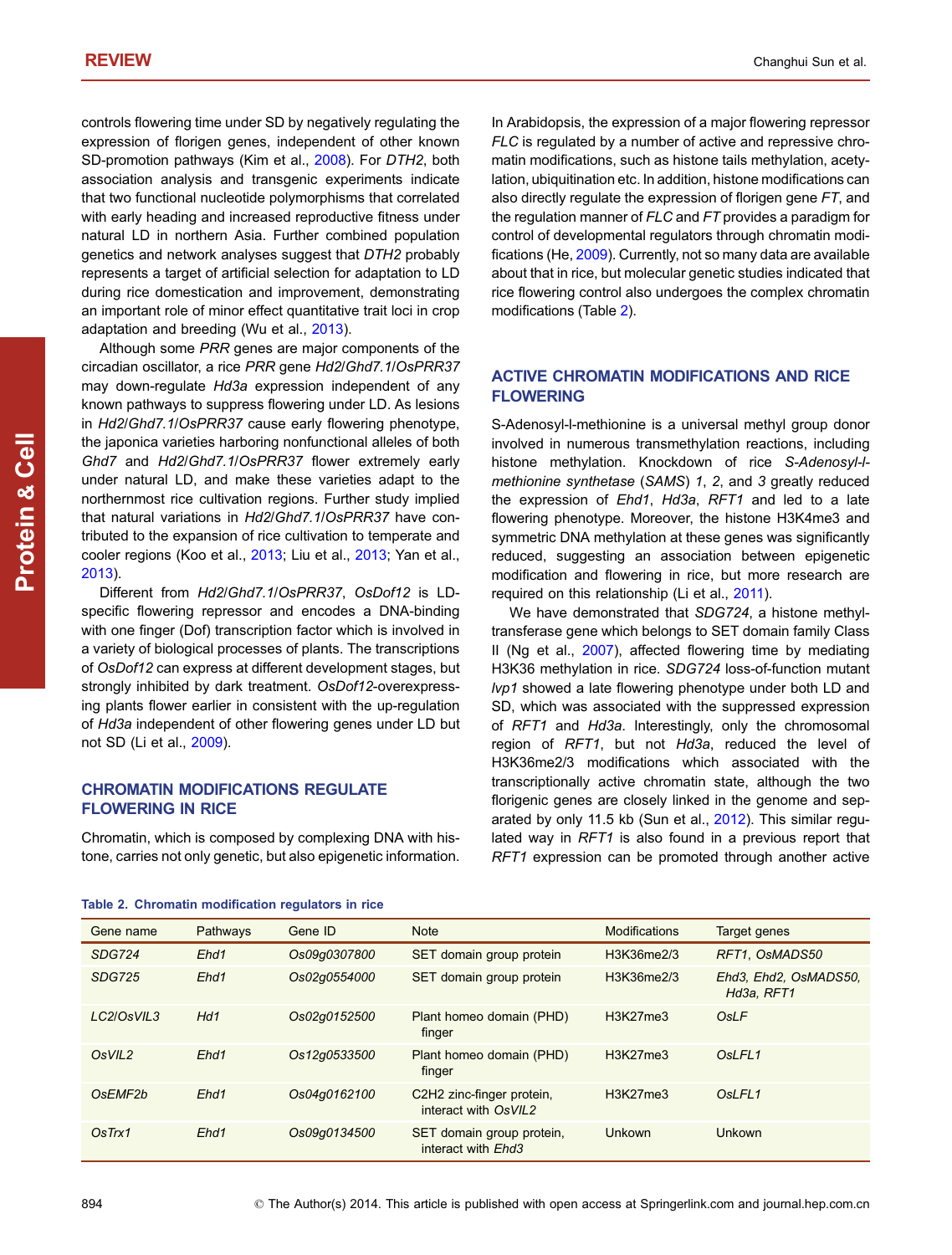controls flowering time under SD by negatively regulating the expression of florigen genes, independent of other known SD-promotion pathways (Kim et al., 2008). For *DTH2*, both association analysis and transgenic experiments indicate that two functional nucleotide polymorphisms that correlated with early heading and increased reproductive fitness under natural LD in northern Asia. Further combined population genetics and network analyses suggest that *DTH2* probably represents a target of artificial selection for adaptation to LD during rice domestication and improvement, demonstrating an important role of minor effect quantitative trait loci in crop adaptation and breeding (Wu et al., 2013).

Although some *PRR* genes are major components of the circadian oscillator, a rice *PRR* gene *Hd2*/*Ghd7.1*/*OsPRR37* may down-regulate *Hd3a* expression independent of any known pathways to suppress flowering under LD. As lesions in *Hd2*/*Ghd7.1*/*OsPRR37* cause early flowering phenotype, the japonica varieties harboring nonfunctional alleles of both *Ghd7* and *Hd2*/*Ghd7.1*/*OsPRR37* flower extremely early under natural LD, and make these varieties adapt to the northernmost rice cultivation regions. Further study implied that natural variations in *Hd2*/*Ghd7.1*/*OsPRR37* have contributed to the expansion of rice cultivation to temperate and cooler regions (Koo et al., 2013; Liu et al., 2013; Yan et al., 2013).

Different from *Hd2*/*Ghd7.1*/*OsPRR37*, *OsDof12* is LD-specific flowering repressor and encodes a DNA-binding with one finger (Dof) transcription factor which is involved in a variety of biological processes of plants. The transcriptions of *OsDof12* can express at different development stages, but strongly inhibited by dark treatment. *OsDof12*-overexpressing plants flower earlier in consistent with the up-regulation of *Hd3a* independent of other flowering genes under LD but not SD (Li et al., 2009).

## CHROMATIN MODIFICATIONS REGULATE FLOWERING IN RICE

Chromatin, which is composed by complexing DNA with histone, carries not only genetic, but also epigenetic information. In Arabidopsis, the expression of a major flowering repressor *FLC* is regulated by a number of active and repressive chromatin modifications, such as histone tails methylation, acetylation, ubiquitination etc. In addition, histone modifications can also directly regulate the expression of florigen gene *FT*, and the regulation manner of *FLC* and *FT* provides a paradigm for control of developmental regulators through chromatin modifications (He, 2009). Currently, not so many data are available about that in rice, but molecular genetic studies indicated that rice flowering control also undergoes the complex chromatin modifications (Table 2).

## ACTIVE CHROMATIN MODIFICATIONS AND RICE FLOWERING

S-Adenosyl-l-methionine is a universal methyl group donor involved in numerous transmethylation reactions, including histone methylation. Knockdown of rice *S-Adenosyl-l-methionine synthetase* (*SAMS*) *1*, *2*, and *3* greatly reduced the expression of *Ehd1*, *Hd3a*, *RFT1* and led to a late flowering phenotype. Moreover, the histone H3K4me3 and symmetric DNA methylation at these genes was significantly reduced, suggesting an association between epigenetic modification and flowering in rice, but more research are required on this relationship (Li et al., 2011).

We have demonstrated that *SDG724*, a histone methyltransferase gene which belongs to SET domain family Class II (Ng et al., 2007), affected flowering time by mediating H3K36 methylation in rice. *SDG724* loss-of-function mutant *lvp1* showed a late flowering phenotype under both LD and SD, which was associated with the suppressed expression of *RFT1* and *Hd3a*. Interestingly, only the chromosomal region of *RFT1*, but not *Hd3a*, reduced the level of H3K36me2/3 modifications which associated with the transcriptionally active chromatin state, although the two florigenic genes are closely linked in the genome and separated by only 11.5 kb (Sun et al., 2012). This similar regulated way in *RFT1* is also found in a previous report that *RFT1* expression can be promoted through another active

**Table 2. Chromatin modification regulators in rice**

| Gene name | Pathways | Gene ID | Note | Modifications | Target genes |
|---|---|---|---|---|---|
| *SDG724* | *Ehd1* | *Os09g0307800* | SET domain group protein | H3K36me2/3 | *RFT1*, *OsMADS50* |
| *SDG725* | *Ehd1* | *Os02g0554000* | SET domain group protein | H3K36me2/3 | *Ehd3*, *Ehd2*, *OsMADS50*, *Hd3a*, *RFT1* |
| *LC2*/*OsVIL3* | *Hd1* | *Os02g0152500* | Plant homeo domain (PHD) finger | H3K27me3 | *OsLF* |
| *OsVIL2* | *Ehd1* | *Os12g0533500* | Plant homeo domain (PHD) finger | H3K27me3 | *OsLFL1* |
| *OsEMF2b* | *Ehd1* | *Os04g0162100* | C2H2 zinc-finger protein, interact with *OsVIL2* | H3K27me3 | *OsLFL1* |
| *OsTrx1* | *Ehd1* | *Os09g0134500* | SET domain group protein, interact with *Ehd3* | Unkown | Unkown |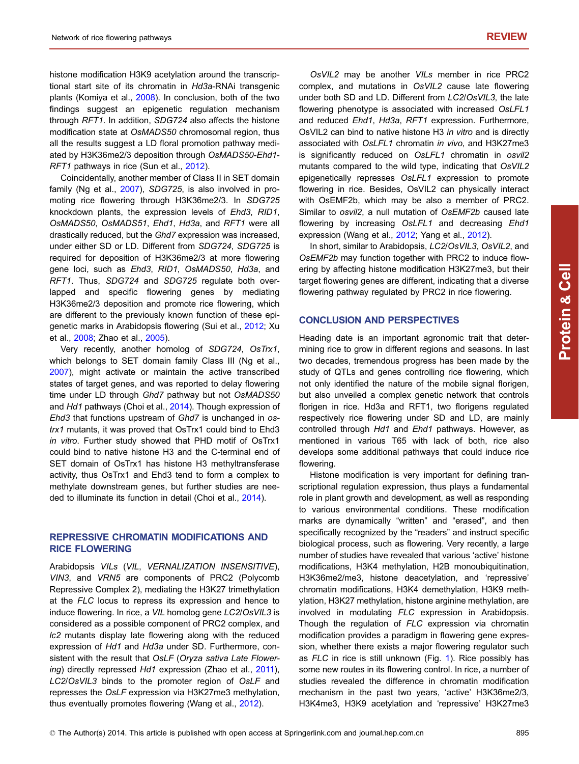histone modification H3K9 acetylation around the transcriptional start site of its chromatin in *Hd3a*-RNAi transgenic plants (Komiya et al., 2008). In conclusion, both of the two findings suggest an epigenetic regulation mechanism through *RFT1*. In addition, *SDG724* also affects the histone modification state at *OsMADS50* chromosomal region, thus all the results suggest a LD floral promotion pathway mediated by H3K36me2/3 deposition through *OsMADS50-Ehd1-RFT1* pathways in rice (Sun et al., 2012).

Coincidentally, another member of Class II in SET domain family (Ng et al., 2007), *SDG725*, is also involved in promoting rice flowering through H3K36me2/3. In *SDG725* knockdown plants, the expression levels of *Ehd3*, *RID1*, *OsMADS50*, *OsMADS51*, *Ehd1*, *Hd3a*, and *RFT1* were all drastically reduced, but the *Ghd7* expression was increased, under either SD or LD. Different from *SDG724*, *SDG725* is required for deposition of H3K36me2/3 at more flowering gene loci, such as *Ehd3*, *RID1*, *OsMADS50*, *Hd3a*, and *RFT1*. Thus, *SDG724* and *SDG725* regulate both overlapped and specific flowering genes by mediating H3K36me2/3 deposition and promote rice flowering, which are different to the previously known function of these epigenetic marks in Arabidopsis flowering (Sui et al., 2012; Xu et al., 2008; Zhao et al., 2005).

Very recently, another homolog of *SDG724*, *OsTrx1*, which belongs to SET domain family Class III (Ng et al., 2007), might activate or maintain the active transcribed states of target genes, and was reported to delay flowering time under LD through *Ghd7* pathway but not *OsMADS50* and *Hd1* pathways (Choi et al., 2014). Though expression of *Ehd3* that functions upstream of *Ghd7* is unchanged in *ostrx1* mutants, it was proved that OsTrx1 could bind to Ehd3 *in vitro*. Further study showed that PHD motif of OsTrx1 could bind to native histone H3 and the C-terminal end of SET domain of OsTrx1 has histone H3 methyltransferase activity, thus OsTrx1 and Ehd3 tend to form a complex to methylate downstream genes, but further studies are needed to illuminate its function in detail (Choi et al., 2014).

## REPRESSIVE CHROMATIN MODIFICATIONS AND RICE FLOWERING

Arabidopsis *VILs* (*VIL*, *VERNALIZATION INSENSITIVE*), *VIN3*, and *VRN5* are components of PRC2 (Polycomb Repressive Complex 2), mediating the H3K27 trimethylation at the *FLC* locus to repress its expression and hence to induce flowering. In rice, a *VIL* homolog gene *LC2*/*OsVIL3* is considered as a possible component of PRC2 complex, and *lc2* mutants display late flowering along with the reduced expression of *Hd1* and *Hd3a* under SD. Furthermore, consistent with the result that *OsLF* (*Oryza sativa Late Flowering*) directly repressed *Hd1* expression (Zhao et al., 2011), *LC2*/*OsVIL3* binds to the promoter region of *OsLF* and represses the *OsLF* expression via H3K27me3 methylation, thus eventually promotes flowering (Wang et al., 2012).

*OsVIL2* may be another *VILs* member in rice PRC2 complex, and mutations in *OsVIL2* cause late flowering under both SD and LD. Different from *LC2*/*OsVIL3*, the late flowering phenotype is associated with increased *OsLFL1* and reduced *Ehd1*, *Hd3a*, *RFT1* expression. Furthermore, OsVIL2 can bind to native histone H3 *in vitro* and is directly associated with *OsLFL1* chromatin *in vivo*, and H3K27me3 is significantly reduced on *OsLFL1* chromatin in *osvil2* mutants compared to the wild type, indicating that *OsVIL2* epigenetically represses *OsLFL1* expression to promote flowering in rice. Besides, OsVIL2 can physically interact with OsEMF2b, which may be also a member of PRC2. Similar to *osvil2*, a null mutation of *OsEMF2b* caused late flowering by increasing *OsLFL1* and decreasing *Ehd1* expression (Wang et al., 2012; Yang et al., 2012).

In short, similar to Arabidopsis, *LC2*/*OsVIL3*, *OsVIL2*, and *OsEMF2b* may function together with PRC2 to induce flowering by affecting histone modification H3K27me3, but their target flowering genes are different, indicating that a diverse flowering pathway regulated by PRC2 in rice flowering.

## CONCLUSION AND PERSPECTIVES

Heading date is an important agronomic trait that determining rice to grow in different regions and seasons. In last two decades, tremendous progress has been made by the study of QTLs and genes controlling rice flowering, which not only identified the nature of the mobile signal florigen, but also unveiled a complex genetic network that controls florigen in rice. Hd3a and RFT1, two florigens regulated respectively rice flowering under SD and LD, are mainly controlled through *Hd1* and *Ehd1* pathways. However, as mentioned in various T65 with lack of both, rice also develops some additional pathways that could induce rice flowering.

Histone modification is very important for defining transcriptional regulation expression, thus plays a fundamental role in plant growth and development, as well as responding to various environmental conditions. These modification marks are dynamically "written" and "erased", and then specifically recognized by the "readers" and instruct specific biological process, such as flowering. Very recently, a large number of studies have revealed that various 'active' histone modifications, H3K4 methylation, H2B monoubiquitination, H3K36me2/me3, histone deacetylation, and 'repressive' chromatin modifications, H3K4 demethylation, H3K9 methylation, H3K27 methylation, histone arginine methylation, are involved in modulating *FLC* expression in Arabidopsis. Though the regulation of *FLC* expression via chromatin modification provides a paradigm in flowering gene expression, whether there exists a major flowering regulator such as *FLC* in rice is still unknown (Fig. 1). Rice possibly has some new routes in its flowering control. In rice, a number of studies revealed the difference in chromatin modification mechanism in the past two years, 'active' H3K36me2/3, H3K4me3, H3K9 acetylation and 'repressive' H3K27me3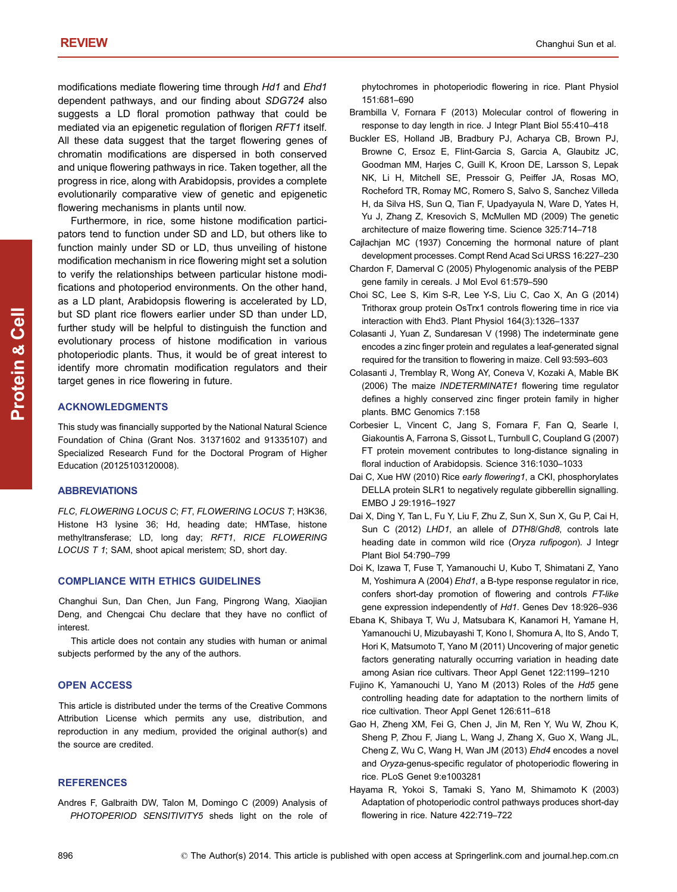modifications mediate flowering time through *Hd1* and *Ehd1* dependent pathways, and our finding about *SDG724* also suggests a LD floral promotion pathway that could be mediated via an epigenetic regulation of florigen *RFT1* itself. All these data suggest that the target flowering genes of chromatin modifications are dispersed in both conserved and unique flowering pathways in rice. Taken together, all the progress in rice, along with Arabidopsis, provides a complete evolutionarily comparative view of genetic and epigenetic flowering mechanisms in plants until now.

Furthermore, in rice, some histone modification participators tend to function under SD and LD, but others like to function mainly under SD or LD, thus unveiling of histone modification mechanism in rice flowering might set a solution to verify the relationships between particular histone modifications and photoperiod environments. On the other hand, as a LD plant, Arabidopsis flowering is accelerated by LD, but SD plant rice flowers earlier under SD than under LD, further study will be helpful to distinguish the function and evolutionary process of histone modification in various photoperiodic plants. Thus, it would be of great interest to identify more chromatin modification regulators and their target genes in rice flowering in future.

## ACKNOWLEDGMENTS

This study was financially supported by the National Natural Science Foundation of China (Grant Nos. 31371602 and 91335107) and Specialized Research Fund for the Doctoral Program of Higher Education (20125103120008).

## ABBREVIATIONS

*FLC*, *FLOWERING LOCUS C*; *FT*, *FLOWERING LOCUS T*; H3K36, Histone H3 lysine 36; Hd, heading date; HMTase, histone methyltransferase; LD, long day; *RFT1*, *RICE FLOWERING LOCUS T 1*; SAM, shoot apical meristem; SD, short day.

## COMPLIANCE WITH ETHICS GUIDELINES

Changhui Sun, Dan Chen, Jun Fang, Pingrong Wang, Xiaojian Deng, and Chengcai Chu declare that they have no conflict of interest.

This article does not contain any studies with human or animal subjects performed by the any of the authors.

## OPEN ACCESS

This article is distributed under the terms of the Creative Commons Attribution License which permits any use, distribution, and reproduction in any medium, provided the original author(s) and the source are credited.

## REFERENCES

Andres F, Galbraith DW, Talon M, Domingo C (2009) Analysis of *PHOTOPERIOD SENSITIVITY5* sheds light on the role of phytochromes in photoperiodic flowering in rice. Plant Physiol 151:681–690

Brambilla V, Fornara F (2013) Molecular control of flowering in response to day length in rice. J Integr Plant Biol 55:410–418

Buckler ES, Holland JB, Bradbury PJ, Acharya CB, Brown PJ, Browne C, Ersoz E, Flint-Garcia S, Garcia A, Glaubitz JC, Goodman MM, Harjes C, Guill K, Kroon DE, Larsson S, Lepak NK, Li H, Mitchell SE, Pressoir G, Peiffer JA, Rosas MO, Rocheford TR, Romay MC, Romero S, Salvo S, Sanchez Villeda H, da Silva HS, Sun Q, Tian F, Upadyayula N, Ware D, Yates H, Yu J, Zhang Z, Kresovich S, McMullen MD (2009) The genetic architecture of maize flowering time. Science 325:714–718

Cajlachjan MC (1937) Concerning the hormonal nature of plant development processes. Compt Rend Acad Sci URSS 16:227–230

Chardon F, Damerval C (2005) Phylogenomic analysis of the PEBP gene family in cereals. J Mol Evol 61:579–590

Choi SC, Lee S, Kim S-R, Lee Y-S, Liu C, Cao X, An G (2014) Trithorax group protein OsTrx1 controls flowering time in rice via interaction with Ehd3. Plant Physiol 164(3):1326–1337

Colasanti J, Yuan Z, Sundaresan V (1998) The indeterminate gene encodes a zinc finger protein and regulates a leaf-generated signal required for the transition to flowering in maize. Cell 93:593–603

Colasanti J, Tremblay R, Wong AY, Coneva V, Kozaki A, Mable BK (2006) The maize *INDETERMINATE1* flowering time regulator defines a highly conserved zinc finger protein family in higher plants. BMC Genomics 7:158

Corbesier L, Vincent C, Jang S, Fornara F, Fan Q, Searle I, Giakountis A, Farrona S, Gissot L, Turnbull C, Coupland G (2007) FT protein movement contributes to long-distance signaling in floral induction of Arabidopsis. Science 316:1030–1033

Dai C, Xue HW (2010) Rice *early flowering1*, a CKI, phosphorylates DELLA protein SLR1 to negatively regulate gibberellin signalling. EMBO J 29:1916–1927

Dai X, Ding Y, Tan L, Fu Y, Liu F, Zhu Z, Sun X, Sun X, Gu P, Cai H, Sun C (2012) *LHD1*, an allele of *DTH8*/*Ghd8*, controls late heading date in common wild rice (*Oryza rufipogon*). J Integr Plant Biol 54:790–799

Doi K, Izawa T, Fuse T, Yamanouchi U, Kubo T, Shimatani Z, Yano M, Yoshimura A (2004) *Ehd1*, a B-type response regulator in rice, confers short-day promotion of flowering and controls *FT-like* gene expression independently of *Hd1*. Genes Dev 18:926–936

Ebana K, Shibaya T, Wu J, Matsubara K, Kanamori H, Yamane H, Yamanouchi U, Mizubayashi T, Kono I, Shomura A, Ito S, Ando T, Hori K, Matsumoto T, Yano M (2011) Uncovering of major genetic factors generating naturally occurring variation in heading date among Asian rice cultivars. Theor Appl Genet 122:1199–1210

Fujino K, Yamanouchi U, Yano M (2013) Roles of the *Hd5* gene controlling heading date for adaptation to the northern limits of rice cultivation. Theor Appl Genet 126:611–618

Gao H, Zheng XM, Fei G, Chen J, Jin M, Ren Y, Wu W, Zhou K, Sheng P, Zhou F, Jiang L, Wang J, Zhang X, Guo X, Wang JL, Cheng Z, Wu C, Wang H, Wan JM (2013) *Ehd4* encodes a novel and *Oryza*-genus-specific regulator of photoperiodic flowering in rice. PLoS Genet 9:e1003281

Hayama R, Yokoi S, Tamaki S, Yano M, Shimamoto K (2003) Adaptation of photoperiodic control pathways produces short-day flowering in rice. Nature 422:719–722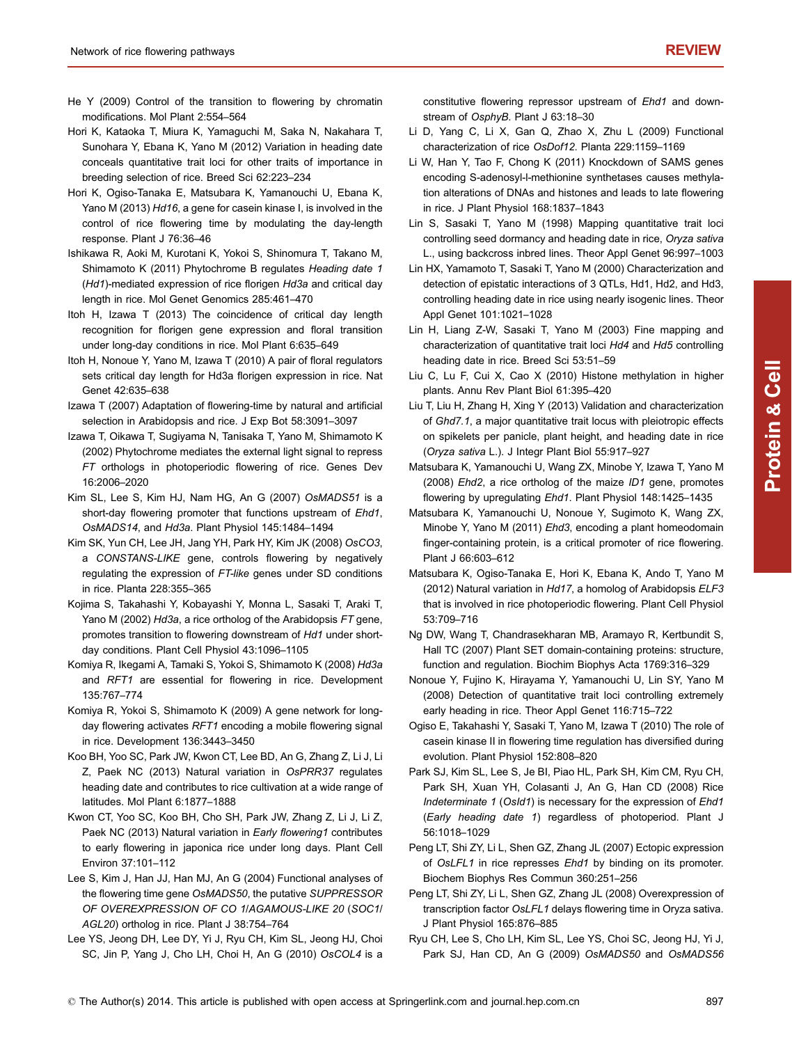He Y (2009) Control of the transition to flowering by chromatin modifications. Mol Plant 2:554–564

Hori K, Kataoka T, Miura K, Yamaguchi M, Saka N, Nakahara T, Sunohara Y, Ebana K, Yano M (2012) Variation in heading date conceals quantitative trait loci for other traits of importance in breeding selection of rice. Breed Sci 62:223–234

Hori K, Ogiso-Tanaka E, Matsubara K, Yamanouchi U, Ebana K, Yano M (2013) *Hd16*, a gene for casein kinase I, is involved in the control of rice flowering time by modulating the day-length response. Plant J 76:36–46

Ishikawa R, Aoki M, Kurotani K, Yokoi S, Shinomura T, Takano M, Shimamoto K (2011) Phytochrome B regulates *Heading date 1* (*Hd1*)-mediated expression of rice florigen *Hd3a* and critical day length in rice. Mol Genet Genomics 285:461–470

Itoh H, Izawa T (2013) The coincidence of critical day length recognition for florigen gene expression and floral transition under long-day conditions in rice. Mol Plant 6:635–649

Itoh H, Nonoue Y, Yano M, Izawa T (2010) A pair of floral regulators sets critical day length for Hd3a florigen expression in rice. Nat Genet 42:635–638

Izawa T (2007) Adaptation of flowering-time by natural and artificial selection in Arabidopsis and rice. J Exp Bot 58:3091–3097

Izawa T, Oikawa T, Sugiyama N, Tanisaka T, Yano M, Shimamoto K (2002) Phytochrome mediates the external light signal to repress *FT* orthologs in photoperiodic flowering of rice. Genes Dev 16:2006–2020

Kim SL, Lee S, Kim HJ, Nam HG, An G (2007) *OsMADS51* is a short-day flowering promoter that functions upstream of *Ehd1*, *OsMADS14*, and *Hd3a*. Plant Physiol 145:1484–1494

Kim SK, Yun CH, Lee JH, Jang YH, Park HY, Kim JK (2008) *OsCO3*, a *CONSTANS-LIKE* gene, controls flowering by negatively regulating the expression of *FT-like* genes under SD conditions in rice. Planta 228:355–365

Kojima S, Takahashi Y, Kobayashi Y, Monna L, Sasaki T, Araki T, Yano M (2002) *Hd3a*, a rice ortholog of the Arabidopsis *FT* gene, promotes transition to flowering downstream of *Hd1* under short-day conditions. Plant Cell Physiol 43:1096–1105

Komiya R, Ikegami A, Tamaki S, Yokoi S, Shimamoto K (2008) *Hd3a* and *RFT1* are essential for flowering in rice. Development 135:767–774

Komiya R, Yokoi S, Shimamoto K (2009) A gene network for long-day flowering activates *RFT1* encoding a mobile flowering signal in rice. Development 136:3443–3450

Koo BH, Yoo SC, Park JW, Kwon CT, Lee BD, An G, Zhang Z, Li J, Li Z, Paek NC (2013) Natural variation in *OsPRR37* regulates heading date and contributes to rice cultivation at a wide range of latitudes. Mol Plant 6:1877–1888

Kwon CT, Yoo SC, Koo BH, Cho SH, Park JW, Zhang Z, Li J, Li Z, Paek NC (2013) Natural variation in *Early flowering1* contributes to early flowering in japonica rice under long days. Plant Cell Environ 37:101–112

Lee S, Kim J, Han JJ, Han MJ, An G (2004) Functional analyses of the flowering time gene *OsMADS50*, the putative *SUPPRESSOR OF OVEREXPRESSION OF CO 1*/*AGAMOUS-LIKE 20* (*SOC1*/*AGL20*) ortholog in rice. Plant J 38:754–764

Lee YS, Jeong DH, Lee DY, Yi J, Ryu CH, Kim SL, Jeong HJ, Choi SC, Jin P, Yang J, Cho LH, Choi H, An G (2010) *OsCOL4* is a constitutive flowering repressor upstream of *Ehd1* and downstream of *OsphyB*. Plant J 63:18–30

Li D, Yang C, Li X, Gan Q, Zhao X, Zhu L (2009) Functional characterization of rice *OsDof12*. Planta 229:1159–1169

Li W, Han Y, Tao F, Chong K (2011) Knockdown of SAMS genes encoding S-adenosyl-l-methionine synthetases causes methylation alterations of DNAs and histones and leads to late flowering in rice. J Plant Physiol 168:1837–1843

Lin S, Sasaki T, Yano M (1998) Mapping quantitative trait loci controlling seed dormancy and heading date in rice, *Oryza sativa* L., using backcross inbred lines. Theor Appl Genet 96:997–1003

Lin HX, Yamamoto T, Sasaki T, Yano M (2000) Characterization and detection of epistatic interactions of 3 QTLs, Hd1, Hd2, and Hd3, controlling heading date in rice using nearly isogenic lines. Theor Appl Genet 101:1021–1028

Lin H, Liang Z-W, Sasaki T, Yano M (2003) Fine mapping and characterization of quantitative trait loci *Hd4* and *Hd5* controlling heading date in rice. Breed Sci 53:51–59

Liu C, Lu F, Cui X, Cao X (2010) Histone methylation in higher plants. Annu Rev Plant Biol 61:395–420

Liu T, Liu H, Zhang H, Xing Y (2013) Validation and characterization of *Ghd7.1*, a major quantitative trait locus with pleiotropic effects on spikelets per panicle, plant height, and heading date in rice (*Oryza sativa* L.). J Integr Plant Biol 55:917–927

Matsubara K, Yamanouchi U, Wang ZX, Minobe Y, Izawa T, Yano M (2008) *Ehd2*, a rice ortholog of the maize *ID1* gene, promotes flowering by upregulating *Ehd1*. Plant Physiol 148:1425–1435

Matsubara K, Yamanouchi U, Nonoue Y, Sugimoto K, Wang ZX, Minobe Y, Yano M (2011) *Ehd3*, encoding a plant homeodomain finger-containing protein, is a critical promoter of rice flowering. Plant J 66:603–612

Matsubara K, Ogiso-Tanaka E, Hori K, Ebana K, Ando T, Yano M (2012) Natural variation in *Hd17*, a homolog of Arabidopsis *ELF3* that is involved in rice photoperiodic flowering. Plant Cell Physiol 53:709–716

Ng DW, Wang T, Chandrasekharan MB, Aramayo R, Kertbundit S, Hall TC (2007) Plant SET domain-containing proteins: structure, function and regulation. Biochim Biophys Acta 1769:316–329

Nonoue Y, Fujino K, Hirayama Y, Yamanouchi U, Lin SY, Yano M (2008) Detection of quantitative trait loci controlling extremely early heading in rice. Theor Appl Genet 116:715–722

Ogiso E, Takahashi Y, Sasaki T, Yano M, Izawa T (2010) The role of casein kinase II in flowering time regulation has diversified during evolution. Plant Physiol 152:808–820

Park SJ, Kim SL, Lee S, Je BI, Piao HL, Park SH, Kim CM, Ryu CH, Park SH, Xuan YH, Colasanti J, An G, Han CD (2008) Rice *Indeterminate 1* (*OsId1*) is necessary for the expression of *Ehd1* (*Early heading date 1*) regardless of photoperiod. Plant J 56:1018–1029

Peng LT, Shi ZY, Li L, Shen GZ, Zhang JL (2007) Ectopic expression of *OsLFL1* in rice represses *Ehd1* by binding on its promoter. Biochem Biophys Res Commun 360:251–256

Peng LT, Shi ZY, Li L, Shen GZ, Zhang JL (2008) Overexpression of transcription factor *OsLFL1* delays flowering time in Oryza sativa. J Plant Physiol 165:876–885

Ryu CH, Lee S, Cho LH, Kim SL, Lee YS, Choi SC, Jeong HJ, Yi J, Park SJ, Han CD, An G (2009) *OsMADS50* and *OsMADS56*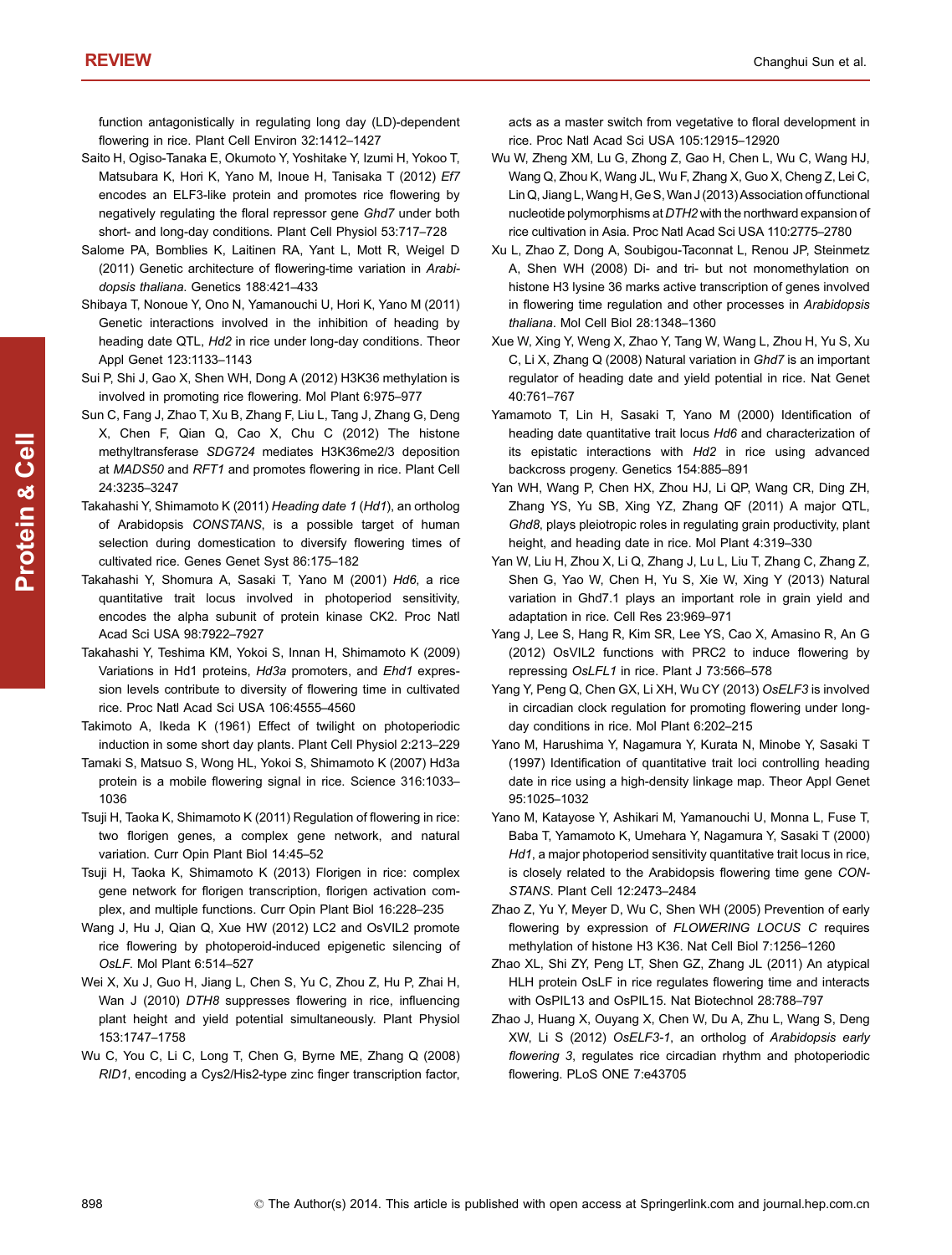function antagonistically in regulating long day (LD)-dependent flowering in rice. Plant Cell Environ 32:1412–1427

Saito H, Ogiso-Tanaka E, Okumoto Y, Yoshitake Y, Izumi H, Yokoo T, Matsubara K, Hori K, Yano M, Inoue H, Tanisaka T (2012) *Ef7* encodes an ELF3-like protein and promotes rice flowering by negatively regulating the floral repressor gene *Ghd7* under both short- and long-day conditions. Plant Cell Physiol 53:717–728

Salome PA, Bomblies K, Laitinen RA, Yant L, Mott R, Weigel D (2011) Genetic architecture of flowering-time variation in *Arabidopsis thaliana*. Genetics 188:421–433

Shibaya T, Nonoue Y, Ono N, Yamanouchi U, Hori K, Yano M (2011) Genetic interactions involved in the inhibition of heading by heading date QTL, *Hd2* in rice under long-day conditions. Theor Appl Genet 123:1133–1143

Sui P, Shi J, Gao X, Shen WH, Dong A (2012) H3K36 methylation is involved in promoting rice flowering. Mol Plant 6:975–977

Sun C, Fang J, Zhao T, Xu B, Zhang F, Liu L, Tang J, Zhang G, Deng X, Chen F, Qian Q, Cao X, Chu C (2012) The histone methyltransferase *SDG724* mediates H3K36me2/3 deposition at *MADS50* and *RFT1* and promotes flowering in rice. Plant Cell 24:3235–3247

Takahashi Y, Shimamoto K (2011) *Heading date 1* (*Hd1*), an ortholog of Arabidopsis *CONSTANS*, is a possible target of human selection during domestication to diversify flowering times of cultivated rice. Genes Genet Syst 86:175–182

Takahashi Y, Shomura A, Sasaki T, Yano M (2001) *Hd6*, a rice quantitative trait locus involved in photoperiod sensitivity, encodes the alpha subunit of protein kinase CK2. Proc Natl Acad Sci USA 98:7922–7927

Takahashi Y, Teshima KM, Yokoi S, Innan H, Shimamoto K (2009) Variations in Hd1 proteins, *Hd3a* promoters, and *Ehd1* expression levels contribute to diversity of flowering time in cultivated rice. Proc Natl Acad Sci USA 106:4555–4560

Takimoto A, Ikeda K (1961) Effect of twilight on photoperiodic induction in some short day plants. Plant Cell Physiol 2:213–229

Tamaki S, Matsuo S, Wong HL, Yokoi S, Shimamoto K (2007) Hd3a protein is a mobile flowering signal in rice. Science 316:1033–1036

Tsuji H, Taoka K, Shimamoto K (2011) Regulation of flowering in rice: two florigen genes, a complex gene network, and natural variation. Curr Opin Plant Biol 14:45–52

Tsuji H, Taoka K, Shimamoto K (2013) Florigen in rice: complex gene network for florigen transcription, florigen activation complex, and multiple functions. Curr Opin Plant Biol 16:228–235

Wang J, Hu J, Qian Q, Xue HW (2012) LC2 and OsVIL2 promote rice flowering by photoperoid-induced epigenetic silencing of *OsLF*. Mol Plant 6:514–527

Wei X, Xu J, Guo H, Jiang L, Chen S, Yu C, Zhou Z, Hu P, Zhai H, Wan J (2010) *DTH8* suppresses flowering in rice, influencing plant height and yield potential simultaneously. Plant Physiol 153:1747–1758

Wu C, You C, Li C, Long T, Chen G, Byrne ME, Zhang Q (2008) *RID1*, encoding a Cys2/His2-type zinc finger transcription factor, acts as a master switch from vegetative to floral development in rice. Proc Natl Acad Sci USA 105:12915–12920

Wu W, Zheng XM, Lu G, Zhong Z, Gao H, Chen L, Wu C, Wang HJ, Wang Q, Zhou K, Wang JL, Wu F, Zhang X, Guo X, Cheng Z, Lei C, Lin Q, Jiang L, Wang H, Ge S, Wan J (2013) Association of functional nucleotide polymorphisms at *DTH2* with the northward expansion of rice cultivation in Asia. Proc Natl Acad Sci USA 110:2775–2780

Xu L, Zhao Z, Dong A, Soubigou-Taconnat L, Renou JP, Steinmetz A, Shen WH (2008) Di- and tri- but not monomethylation on histone H3 lysine 36 marks active transcription of genes involved in flowering time regulation and other processes in *Arabidopsis thaliana*. Mol Cell Biol 28:1348–1360

Xue W, Xing Y, Weng X, Zhao Y, Tang W, Wang L, Zhou H, Yu S, Xu C, Li X, Zhang Q (2008) Natural variation in *Ghd7* is an important regulator of heading date and yield potential in rice. Nat Genet 40:761–767

Yamamoto T, Lin H, Sasaki T, Yano M (2000) Identification of heading date quantitative trait locus *Hd6* and characterization of its epistatic interactions with *Hd2* in rice using advanced backcross progeny. Genetics 154:885–891

Yan WH, Wang P, Chen HX, Zhou HJ, Li QP, Wang CR, Ding ZH, Zhang YS, Yu SB, Xing YZ, Zhang QF (2011) A major QTL, *Ghd8*, plays pleiotropic roles in regulating grain productivity, plant height, and heading date in rice. Mol Plant 4:319–330

Yan W, Liu H, Zhou X, Li Q, Zhang J, Lu L, Liu T, Zhang C, Zhang Z, Shen G, Yao W, Chen H, Yu S, Xie W, Xing Y (2013) Natural variation in Ghd7.1 plays an important role in grain yield and adaptation in rice. Cell Res 23:969–971

Yang J, Lee S, Hang R, Kim SR, Lee YS, Cao X, Amasino R, An G (2012) OsVIL2 functions with PRC2 to induce flowering by repressing *OsLFL1* in rice. Plant J 73:566–578

Yang Y, Peng Q, Chen GX, Li XH, Wu CY (2013) *OsELF3* is involved in circadian clock regulation for promoting flowering under long-day conditions in rice. Mol Plant 6:202–215

Yano M, Harushima Y, Nagamura Y, Kurata N, Minobe Y, Sasaki T (1997) Identification of quantitative trait loci controlling heading date in rice using a high-density linkage map. Theor Appl Genet 95:1025–1032

Yano M, Katayose Y, Ashikari M, Yamanouchi U, Monna L, Fuse T, Baba T, Yamamoto K, Umehara Y, Nagamura Y, Sasaki T (2000) *Hd1*, a major photoperiod sensitivity quantitative trait locus in rice, is closely related to the Arabidopsis flowering time gene *CONSTANS*. Plant Cell 12:2473–2484

Zhao Z, Yu Y, Meyer D, Wu C, Shen WH (2005) Prevention of early flowering by expression of *FLOWERING LOCUS C* requires methylation of histone H3 K36. Nat Cell Biol 7:1256–1260

Zhao XL, Shi ZY, Peng LT, Shen GZ, Zhang JL (2011) An atypical HLH protein OsLF in rice regulates flowering time and interacts with OsPIL13 and OsPIL15. Nat Biotechnol 28:788–797

Zhao J, Huang X, Ouyang X, Chen W, Du A, Zhu L, Wang S, Deng XW, Li S (2012) *OsELF3-1*, an ortholog of *Arabidopsis early flowering 3*, regulates rice circadian rhythm and photoperiodic flowering. PLoS ONE 7:e43705